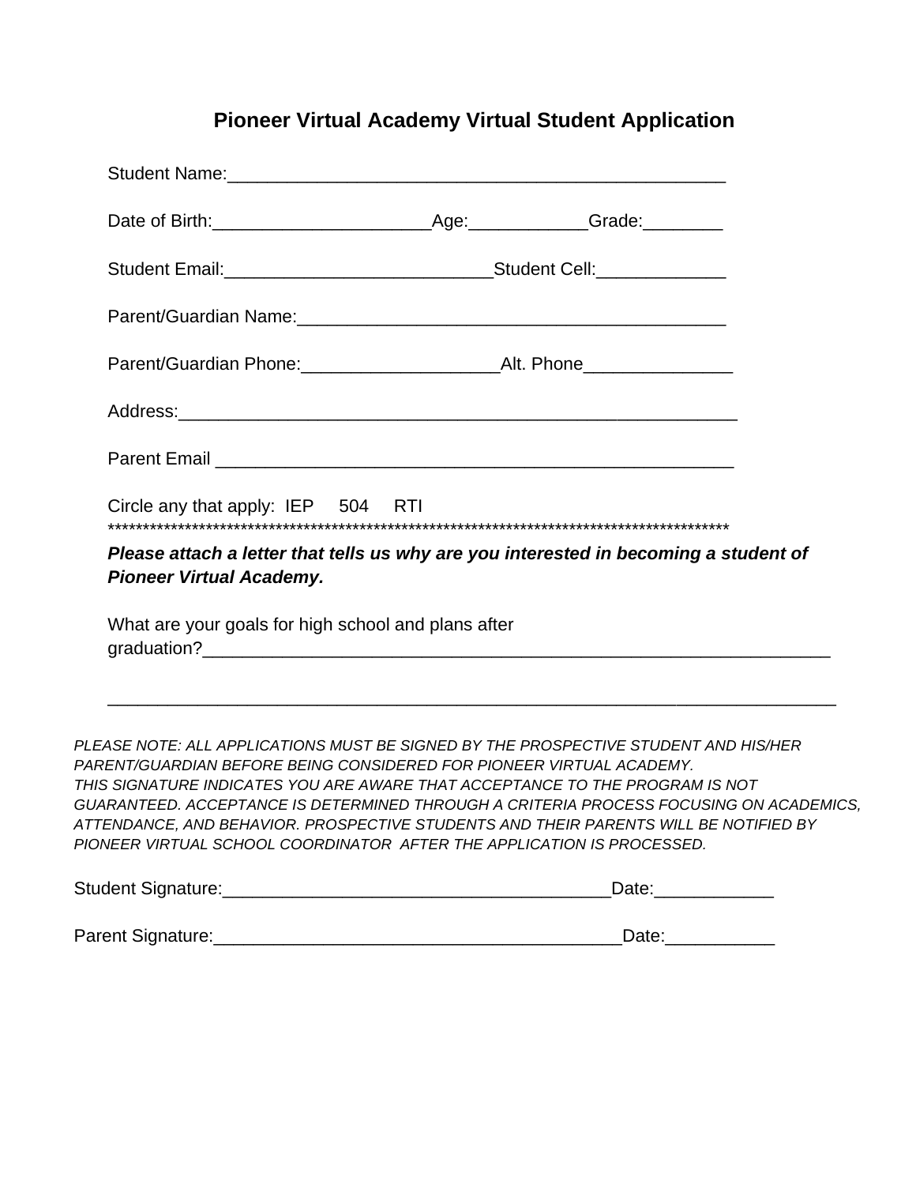# Pioneer Virtual Academy Virtual Student Application

Student Name:_________________________________________________

Date of Birth:______________________Age:____________Grade:________

Student Email:___________________________Student Cell:_____________

Parent/Guardian Name:___________________________________________

Parent/Guardian Phone:____________________Alt. Phone_______________

Address:________________________________________________________

Parent Email ____________________________________________________

Circle any that apply: IEP 504 RTI

*******************************************************************************************

***Please attach a letter that tells us why are you interested in becoming a student of Pioneer Virtual Academy.***

What are your goals for high school and plans after graduation?_____________________________________________________________________

__________________________________________________________________________

*PLEASE NOTE: ALL APPLICATIONS MUST BE SIGNED BY THE PROSPECTIVE STUDENT AND HIS/HER PARENT/GUARDIAN BEFORE BEING CONSIDERED FOR PIONEER VIRTUAL ACADEMY. THIS SIGNATURE INDICATES YOU ARE AWARE THAT ACCEPTANCE TO THE PROGRAM IS NOT GUARANTEED. ACCEPTANCE IS DETERMINED THROUGH A CRITERIA PROCESS FOCUSING ON ACADEMICS, ATTENDANCE, AND BEHAVIOR. PROSPECTIVE STUDENTS AND THEIR PARENTS WILL BE NOTIFIED BY PIONEER VIRTUAL SCHOOL COORDINATOR AFTER THE APPLICATION IS PROCESSED.*

Student Signature:________________________________________Date:____________

Parent Signature:__________________________________________Date:___________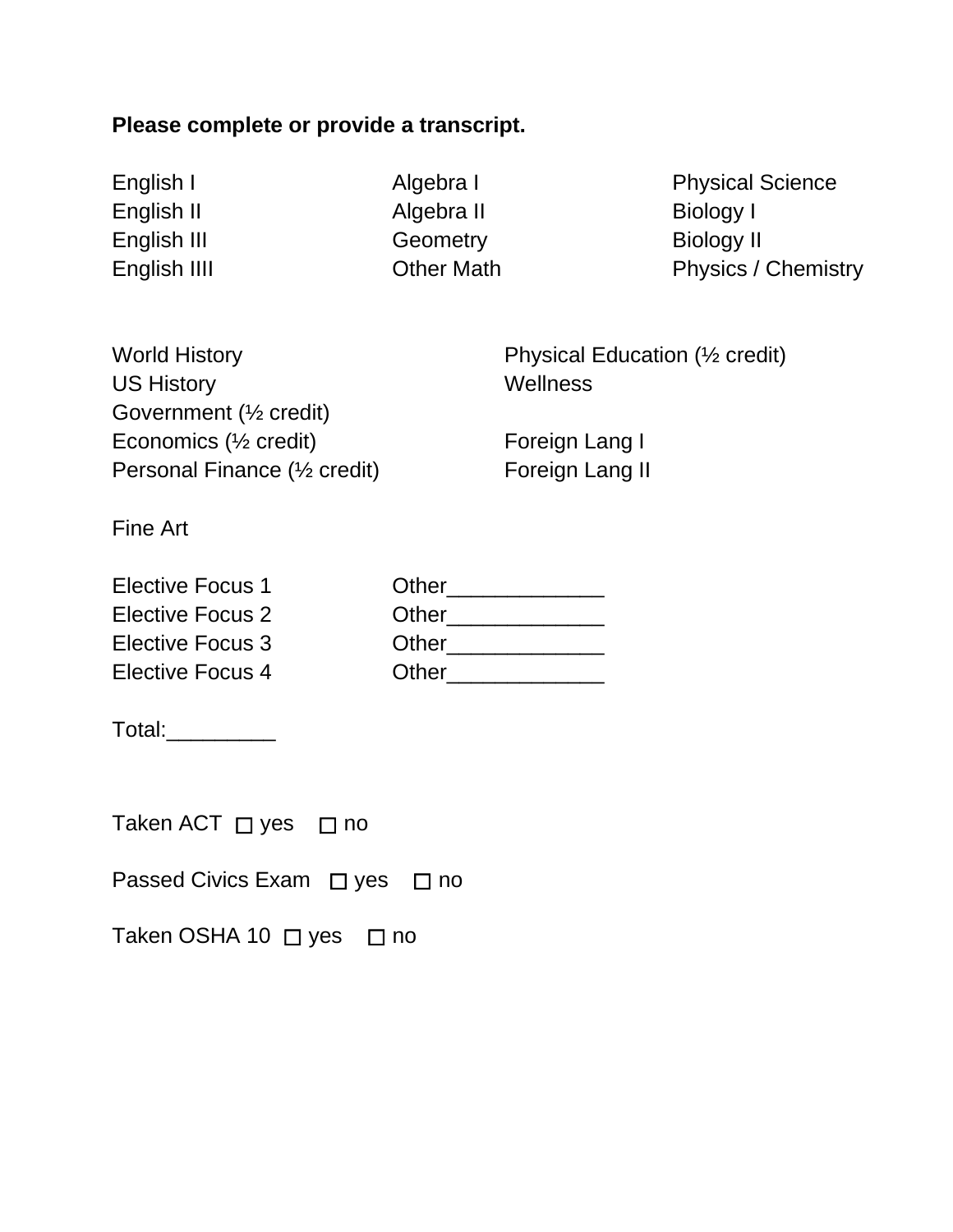**Please complete or provide a transcript.**

| | | |
|---|---|---|
| English I | Algebra I | Physical Science |
| English II | Algebra II | Biology I |
| English III | Geometry | Biology II |
| English IIII | Other Math | Physics / Chemistry |

| | |
|---|---|
| World History | Physical Education (½ credit) |
| US History | Wellness |
| Government (½ credit) | |
| Economics (½ credit) | Foreign Lang I |
| Personal Finance (½ credit) | Foreign Lang II |

Fine Art

| | |
|---|---|
| Elective Focus 1 | Other_____________ |
| Elective Focus 2 | Other_____________ |
| Elective Focus 3 | Other_____________ |
| Elective Focus 4 | Other_____________ |

Total:_________

Taken ACT ☐ yes ☐ no

Passed Civics Exam ☐ yes ☐ no

Taken OSHA 10 ☐ yes ☐ no